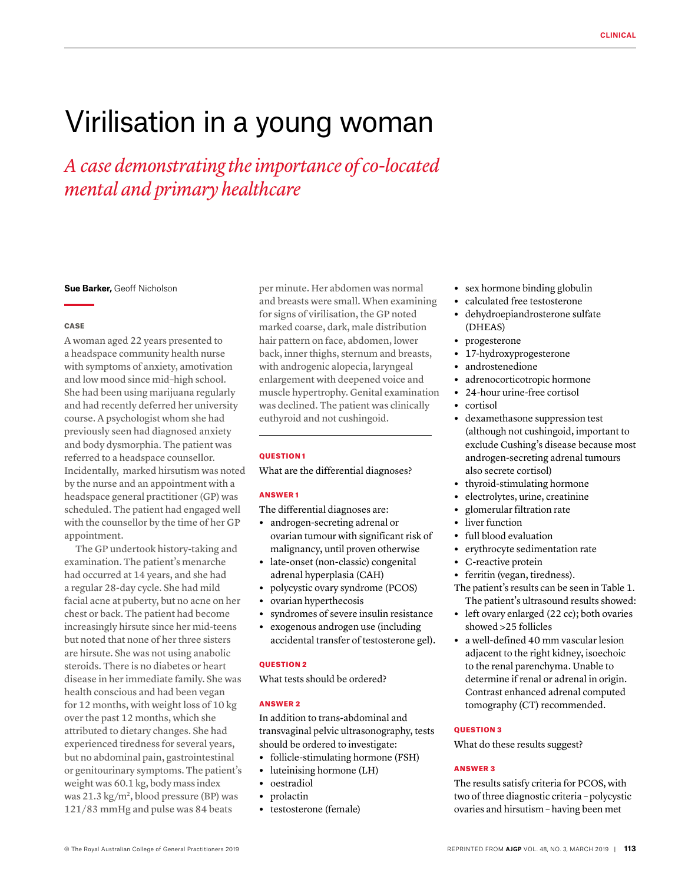# Virilisation in a young woman

*A case demonstrating the importance of co-located mental and primary healthcare*

**Sue Barker,** Geoff Nicholson

### CASE

A woman aged 22 years presented to a headspace community health nurse with symptoms of anxiety, amotivation and low mood since mid–high school. She had been using marijuana regularly and had recently deferred her university course. A psychologist whom she had previously seen had diagnosed anxiety and body dysmorphia. The patient was referred to a headspace counsellor. Incidentally, marked hirsutism was noted by the nurse and an appointment with a headspace general practitioner (GP) was scheduled. The patient had engaged well with the counsellor by the time of her GP appointment.

The GP undertook history-taking and examination. The patient's menarche had occurred at 14 years, and she had a regular 28-day cycle. She had mild facial acne at puberty, but no acne on her chest or back. The patient had become increasingly hirsute since her mid-teens but noted that none of her three sisters are hirsute. She was not using anabolic steroids. There is no diabetes or heart disease in her immediate family. She was health conscious and had been vegan for 12 months, with weight loss of 10 kg over the past 12 months, which she attributed to dietary changes. She had experienced tiredness for several years, but no abdominal pain, gastrointestinal or genitourinary symptoms. The patient's weight was 60.1 kg, body mass index was 21.3 kg/m$^2$, blood pressure (BP) was 121/83 mmHg and pulse was 84 beats per minute. Her abdomen was normal and breasts were small. When examining for signs of virilisation, the GP noted marked coarse, dark, male distribution hair pattern on face, abdomen, lower back, inner thighs, sternum and breasts, with androgenic alopecia, laryngeal enlargement with deepened voice and muscle hypertrophy. Genital examination was declined. The patient was clinically euthyroid and not cushingoid.

### QUESTION 1

What are the differential diagnoses?

### ANSWER 1

The differential diagnoses are:

- androgen-secreting adrenal or ovarian tumour with significant risk of malignancy, until proven otherwise
- late-onset (non-classic) congenital adrenal hyperplasia (CAH)
- polycystic ovary syndrome (PCOS)
- ovarian hyperthecosis
- syndromes of severe insulin resistance
- exogenous androgen use (including accidental transfer of testosterone gel).

### QUESTION 2

What tests should be ordered?

### ANSWER 2

In addition to trans-abdominal and transvaginal pelvic ultrasonography, tests should be ordered to investigate:

- follicle-stimulating hormone (FSH)
- luteinising hormone (LH)
- oestradiol
- prolactin
- testosterone (female)
- sex hormone binding globulin
- calculated free testosterone
- dehydroepiandrosterone sulfate (DHEAS)
- progesterone
- 17-hydroxyprogesterone
- androstenedione
- adrenocorticotropic hormone
- 24-hour urine-free cortisol
- cortisol
- dexamethasone suppression test (although not cushingoid, important to exclude Cushing's disease because most androgen-secreting adrenal tumours also secrete cortisol)
- thyroid-stimulating hormone
- electrolytes, urine, creatinine
- glomerular filtration rate
- liver function
- full blood evaluation
- erythrocyte sedimentation rate
- C-reactive protein
- ferritin (vegan, tiredness).

The patient's results can be seen in Table 1.

The patient's ultrasound results showed:

- left ovary enlarged (22 cc); both ovaries showed >25 follicles
- a well-defined 40 mm vascular lesion adjacent to the right kidney, isoechoic to the renal parenchyma. Unable to determine if renal or adrenal in origin. Contrast enhanced adrenal computed tomography (CT) recommended.

### QUESTION 3

What do these results suggest?

### ANSWER 3

The results satisfy criteria for PCOS, with two of three diagnostic criteria – polycystic ovaries and hirsutism – having been met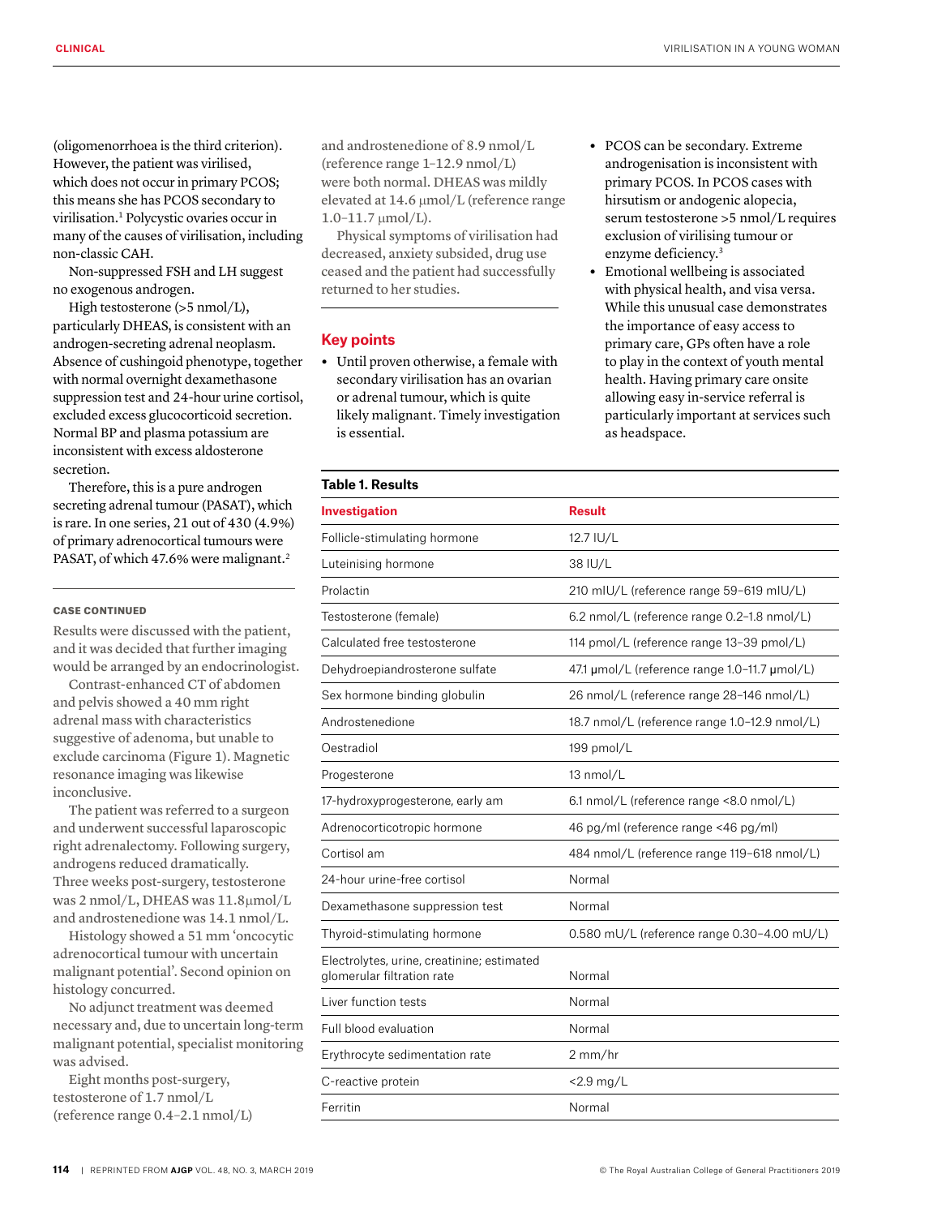(oligomenorrhoea is the third criterion). However, the patient was virilised, which does not occur in primary PCOS; this means she has PCOS secondary to virilisation.[1] Polycystic ovaries occur in many of the causes of virilisation, including non-classic CAH.

Non-suppressed FSH and LH suggest no exogenous androgen.

High testosterone (>5 nmol/L), particularly DHEAS, is consistent with an androgen-secreting adrenal neoplasm. Absence of cushingoid phenotype, together with normal overnight dexamethasone suppression test and 24-hour urine cortisol, excluded excess glucocorticoid secretion. Normal BP and plasma potassium are inconsistent with excess aldosterone secretion.

Therefore, this is a pure androgen secreting adrenal tumour (PASAT), which is rare. In one series, 21 out of 430 (4.9%) of primary adrenocortical tumours were PASAT, of which 47.6% were malignant.[2]

#### CASE CONTINUED

Results were discussed with the patient, and it was decided that further imaging would be arranged by an endocrinologist.

Contrast-enhanced CT of abdomen and pelvis showed a 40 mm right adrenal mass with characteristics suggestive of adenoma, but unable to exclude carcinoma (Figure 1). Magnetic resonance imaging was likewise inconclusive.

The patient was referred to a surgeon and underwent successful laparoscopic right adrenalectomy. Following surgery, androgens reduced dramatically. Three weeks post-surgery, testosterone was 2 nmol/L, DHEAS was 11.8 μmol/L and androstenedione was 14.1 nmol/L.

Histology showed a 51 mm 'oncocytic adrenocortical tumour with uncertain malignant potential'. Second opinion on histology concurred.

No adjunct treatment was deemed necessary and, due to uncertain long-term malignant potential, specialist monitoring was advised.

Eight months post-surgery, testosterone of 1.7 nmol/L (reference range 0.4–2.1 nmol/L) and androstenedione of 8.9 nmol/L (reference range 1–12.9 nmol/L) were both normal. DHEAS was mildly elevated at 14.6 μmol/L (reference range 1.0–11.7 μmol/L).

Physical symptoms of virilisation had decreased, anxiety subsided, drug use ceased and the patient had successfully returned to her studies.

## Key points

- Until proven otherwise, a female with secondary virilisation has an ovarian or adrenal tumour, which is quite likely malignant. Timely investigation is essential.
- PCOS can be secondary. Extreme androgenisation is inconsistent with primary PCOS. In PCOS cases with hirsutism or andogenic alopecia, serum testosterone >5 nmol/L requires exclusion of virilising tumour or enzyme deficiency.[3]
- Emotional wellbeing is associated with physical health, and visa versa. While this unusual case demonstrates the importance of easy access to primary care, GPs often have a role to play in the context of youth mental health. Having primary care onsite allowing easy in-service referral is particularly important at services such as headspace.

**Table 1. Results**

| Investigation | Result |
|---|---|
| Follicle-stimulating hormone | 12.7 IU/L |
| Luteinising hormone | 38 IU/L |
| Prolactin | 210 mIU/L (reference range 59–619 mIU/L) |
| Testosterone (female) | 6.2 nmol/L (reference range 0.2–1.8 nmol/L) |
| Calculated free testosterone | 114 pmol/L (reference range 13–39 pmol/L) |
| Dehydroepiandrosterone sulfate | 47.1 μmol/L (reference range 1.0–11.7 μmol/L) |
| Sex hormone binding globulin | 26 nmol/L (reference range 28–146 nmol/L) |
| Androstenedione | 18.7 nmol/L (reference range 1.0–12.9 nmol/L) |
| Oestradiol | 199 pmol/L |
| Progesterone | 13 nmol/L |
| 17-hydroxyprogesterone, early am | 6.1 nmol/L (reference range <8.0 nmol/L) |
| Adrenocorticotropic hormone | 46 pg/ml (reference range <46 pg/ml) |
| Cortisol am | 484 nmol/L (reference range 119–618 nmol/L) |
| 24-hour urine-free cortisol | Normal |
| Dexamethasone suppression test | Normal |
| Thyroid-stimulating hormone | 0.580 mU/L (reference range 0.30–4.00 mU/L) |
| Electrolytes, urine, creatinine; estimated glomerular filtration rate | Normal |
| Liver function tests | Normal |
| Full blood evaluation | Normal |
| Erythrocyte sedimentation rate | 2 mm/hr |
| C-reactive protein | <2.9 mg/L |
| Ferritin | Normal |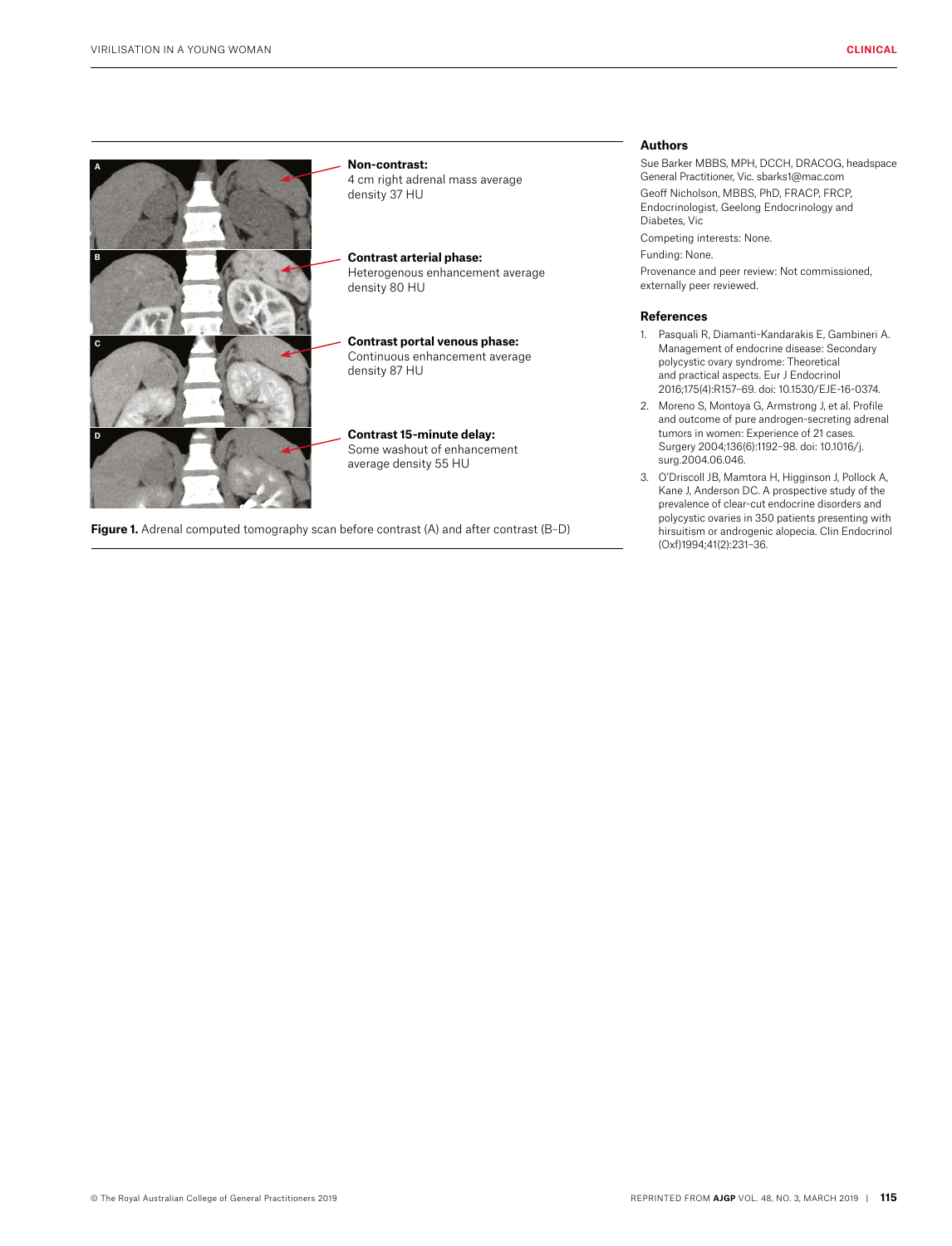**Non-contrast:**
4 cm right adrenal mass average density 37 HU

**Contrast arterial phase:**
Heterogenous enhancement average density 80 HU

**Contrast portal venous phase:**
Continuous enhancement average density 87 HU

**Contrast 15-minute delay:**
Some washout of enhancement average density 55 HU

**Figure 1.** Adrenal computed tomography scan before contrast (A) and after contrast (B–D)

## Authors

Sue Barker MBBS, MPH, DCCH, DRACOG, headspace General Practitioner, Vic. sbarks1@mac.com

Geoff Nicholson, MBBS, PhD, FRACP, FRCP, Endocrinologist, Geelong Endocrinology and Diabetes, Vic

Competing interests: None.

Funding: None.

Provenance and peer review: Not commissioned, externally peer reviewed.

## References

1. Pasquali R, Diamanti-Kandarakis E, Gambineri A. Management of endocrine disease: Secondary polycystic ovary syndrome: Theoretical and practical aspects. Eur J Endocrinol 2016;175(4):R157–69. doi: 10.1530/EJE-16-0374.
2. Moreno S, Montoya G, Armstrong J, et al. Profile and outcome of pure androgen-secreting adrenal tumors in women: Experience of 21 cases. Surgery 2004;136(6):1192–98. doi: 10.1016/j.surg.2004.06.046.
3. O'Driscoll JB, Mamtora H, Higginson J, Pollock A, Kane J, Anderson DC. A prospective study of the prevalence of clear-cut endocrine disorders and polycystic ovaries in 350 patients presenting with hirsuitism or androgenic alopecia. Clin Endocrinol (Oxf)1994;41(2):231–36.